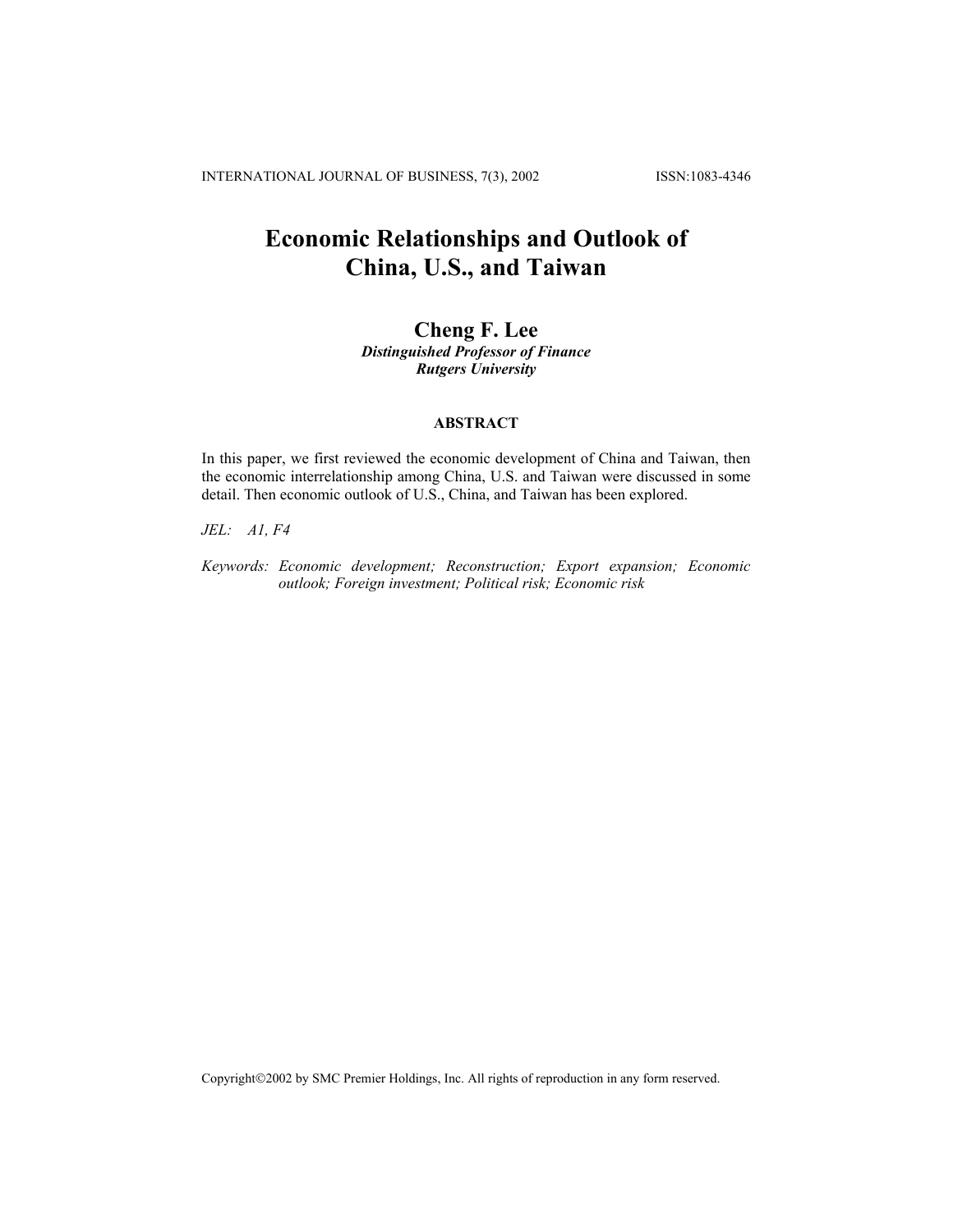# Economic Relationships and Outlook of China, U.S., and Taiwan

**Cheng F. Lee**
***Distinguished Professor of Finance***
***Rutgers University***

## ABSTRACT

In this paper, we first reviewed the economic development of China and Taiwan, then the economic interrelationship among China, U.S. and Taiwan were discussed in some detail. Then economic outlook of U.S., China, and Taiwan has been explored.

*JEL: A1, F4*

*Keywords: Economic development; Reconstruction; Export expansion; Economic outlook; Foreign investment; Political risk; Economic risk*

Copyright©2002 by SMC Premier Holdings, Inc. All rights of reproduction in any form reserved.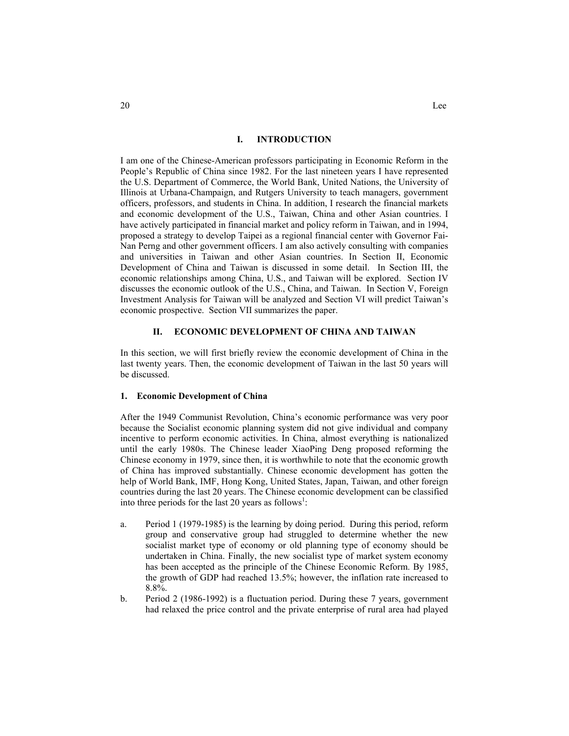## I. INTRODUCTION

I am one of the Chinese-American professors participating in Economic Reform in the People's Republic of China since 1982. For the last nineteen years I have represented the U.S. Department of Commerce, the World Bank, United Nations, the University of Illinois at Urbana-Champaign, and Rutgers University to teach managers, government officers, professors, and students in China. In addition, I research the financial markets and economic development of the U.S., Taiwan, China and other Asian countries. I have actively participated in financial market and policy reform in Taiwan, and in 1994, proposed a strategy to develop Taipei as a regional financial center with Governor Fai-Nan Perng and other government officers. I am also actively consulting with companies and universities in Taiwan and other Asian countries. In Section II, Economic Development of China and Taiwan is discussed in some detail. In Section III, the economic relationships among China, U.S., and Taiwan will be explored. Section IV discusses the economic outlook of the U.S., China, and Taiwan. In Section V, Foreign Investment Analysis for Taiwan will be analyzed and Section VI will predict Taiwan's economic prospective. Section VII summarizes the paper.

## II. ECONOMIC DEVELOPMENT OF CHINA AND TAIWAN

In this section, we will first briefly review the economic development of China in the last twenty years. Then, the economic development of Taiwan in the last 50 years will be discussed.

### 1. Economic Development of China

After the 1949 Communist Revolution, China's economic performance was very poor because the Socialist economic planning system did not give individual and company incentive to perform economic activities. In China, almost everything is nationalized until the early 1980s. The Chinese leader XiaoPing Deng proposed reforming the Chinese economy in 1979, since then, it is worthwhile to note that the economic growth of China has improved substantially. Chinese economic development has gotten the help of World Bank, IMF, Hong Kong, United States, Japan, Taiwan, and other foreign countries during the last 20 years. The Chinese economic development can be classified into three periods for the last 20 years as follows[1]:

a. Period 1 (1979-1985) is the learning by doing period. During this period, reform group and conservative group had struggled to determine whether the new socialist market type of economy or old planning type of economy should be undertaken in China. Finally, the new socialist type of market system economy has been accepted as the principle of the Chinese Economic Reform. By 1985, the growth of GDP had reached 13.5%; however, the inflation rate increased to 8.8%.

b. Period 2 (1986-1992) is a fluctuation period. During these 7 years, government had relaxed the price control and the private enterprise of rural area had played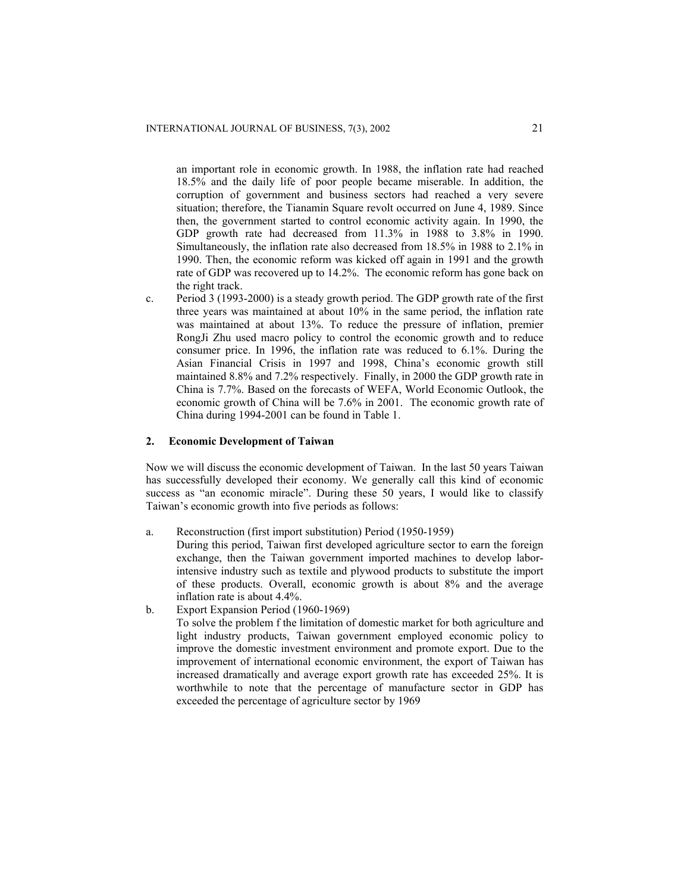an important role in economic growth. In 1988, the inflation rate had reached 18.5% and the daily life of poor people became miserable. In addition, the corruption of government and business sectors had reached a very severe situation; therefore, the Tianamin Square revolt occurred on June 4, 1989. Since then, the government started to control economic activity again. In 1990, the GDP growth rate had decreased from 11.3% in 1988 to 3.8% in 1990. Simultaneously, the inflation rate also decreased from 18.5% in 1988 to 2.1% in 1990. Then, the economic reform was kicked off again in 1991 and the growth rate of GDP was recovered up to 14.2%. The economic reform has gone back on the right track.

c. Period 3 (1993-2000) is a steady growth period. The GDP growth rate of the first three years was maintained at about 10% in the same period, the inflation rate was maintained at about 13%. To reduce the pressure of inflation, premier RongJi Zhu used macro policy to control the economic growth and to reduce consumer price. In 1996, the inflation rate was reduced to 6.1%. During the Asian Financial Crisis in 1997 and 1998, China's economic growth still maintained 8.8% and 7.2% respectively. Finally, in 2000 the GDP growth rate in China is 7.7%. Based on the forecasts of WEFA, World Economic Outlook, the economic growth of China will be 7.6% in 2001. The economic growth rate of China during 1994-2001 can be found in Table 1.

## 2. Economic Development of Taiwan

Now we will discuss the economic development of Taiwan. In the last 50 years Taiwan has successfully developed their economy. We generally call this kind of economic success as "an economic miracle". During these 50 years, I would like to classify Taiwan's economic growth into five periods as follows:

a. Reconstruction (first import substitution) Period (1950-1959)
   During this period, Taiwan first developed agriculture sector to earn the foreign exchange, then the Taiwan government imported machines to develop labor-intensive industry such as textile and plywood products to substitute the import of these products. Overall, economic growth is about 8% and the average inflation rate is about 4.4%.

b. Export Expansion Period (1960-1969)
   To solve the problem f the limitation of domestic market for both agriculture and light industry products, Taiwan government employed economic policy to improve the domestic investment environment and promote export. Due to the improvement of international economic environment, the export of Taiwan has increased dramatically and average export growth rate has exceeded 25%. It is worthwhile to note that the percentage of manufacture sector in GDP has exceeded the percentage of agriculture sector by 1969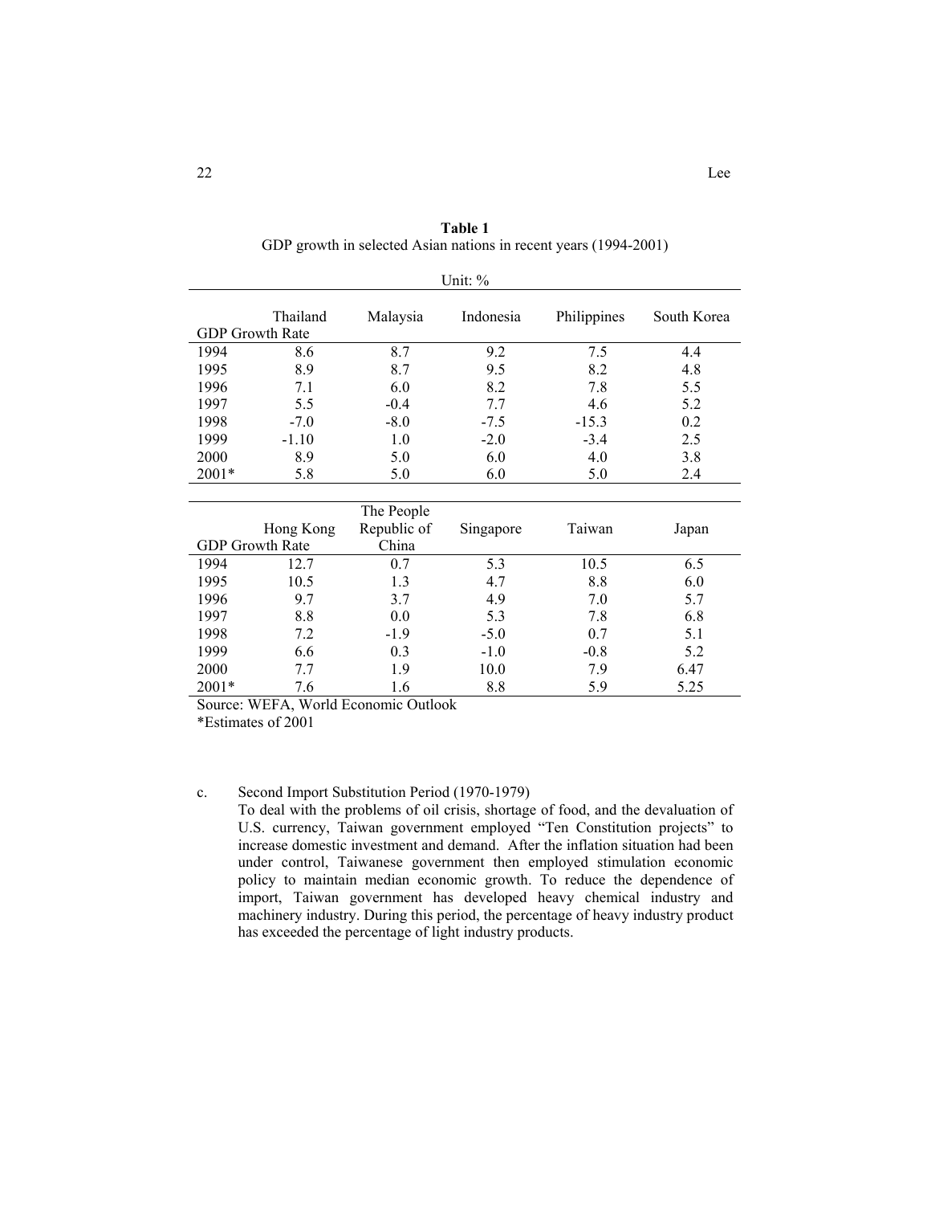**Table 1**
GDP growth in selected Asian nations in recent years (1994-2001)

Unit: %

| GDP Growth Rate | Thailand | Malaysia | Indonesia | Philippines | South Korea |
|---|---|---|---|---|---|
| 1994 | 8.6 | 8.7 | 9.2 | 7.5 | 4.4 |
| 1995 | 8.9 | 8.7 | 9.5 | 8.2 | 4.8 |
| 1996 | 7.1 | 6.0 | 8.2 | 7.8 | 5.5 |
| 1997 | 5.5 | -0.4 | 7.7 | 4.6 | 5.2 |
| 1998 | -7.0 | -8.0 | -7.5 | -15.3 | 0.2 |
| 1999 | -1.10 | 1.0 | -2.0 | -3.4 | 2.5 |
| 2000 | 8.9 | 5.0 | 6.0 | 4.0 | 3.8 |
| 2001* | 5.8 | 5.0 | 6.0 | 5.0 | 2.4 |

| GDP Growth Rate | Hong Kong | The People Republic of China | Singapore | Taiwan | Japan |
|---|---|---|---|---|---|
| 1994 | 12.7 | 0.7 | 5.3 | 10.5 | 6.5 |
| 1995 | 10.5 | 1.3 | 4.7 | 8.8 | 6.0 |
| 1996 | 9.7 | 3.7 | 4.9 | 7.0 | 5.7 |
| 1997 | 8.8 | 0.0 | 5.3 | 7.8 | 6.8 |
| 1998 | 7.2 | -1.9 | -5.0 | 0.7 | 5.1 |
| 1999 | 6.6 | 0.3 | -1.0 | -0.8 | 5.2 |
| 2000 | 7.7 | 1.9 | 10.0 | 7.9 | 6.47 |
| 2001* | 7.6 | 1.6 | 8.8 | 5.9 | 5.25 |

Source: WEFA, World Economic Outlook
*Estimates of 2001

c. Second Import Substitution Period (1970-1979)

To deal with the problems of oil crisis, shortage of food, and the devaluation of U.S. currency, Taiwan government employed "Ten Constitution projects" to increase domestic investment and demand. After the inflation situation had been under control, Taiwanese government then employed stimulation economic policy to maintain median economic growth. To reduce the dependence of import, Taiwan government has developed heavy chemical industry and machinery industry. During this period, the percentage of heavy industry product has exceeded the percentage of light industry products.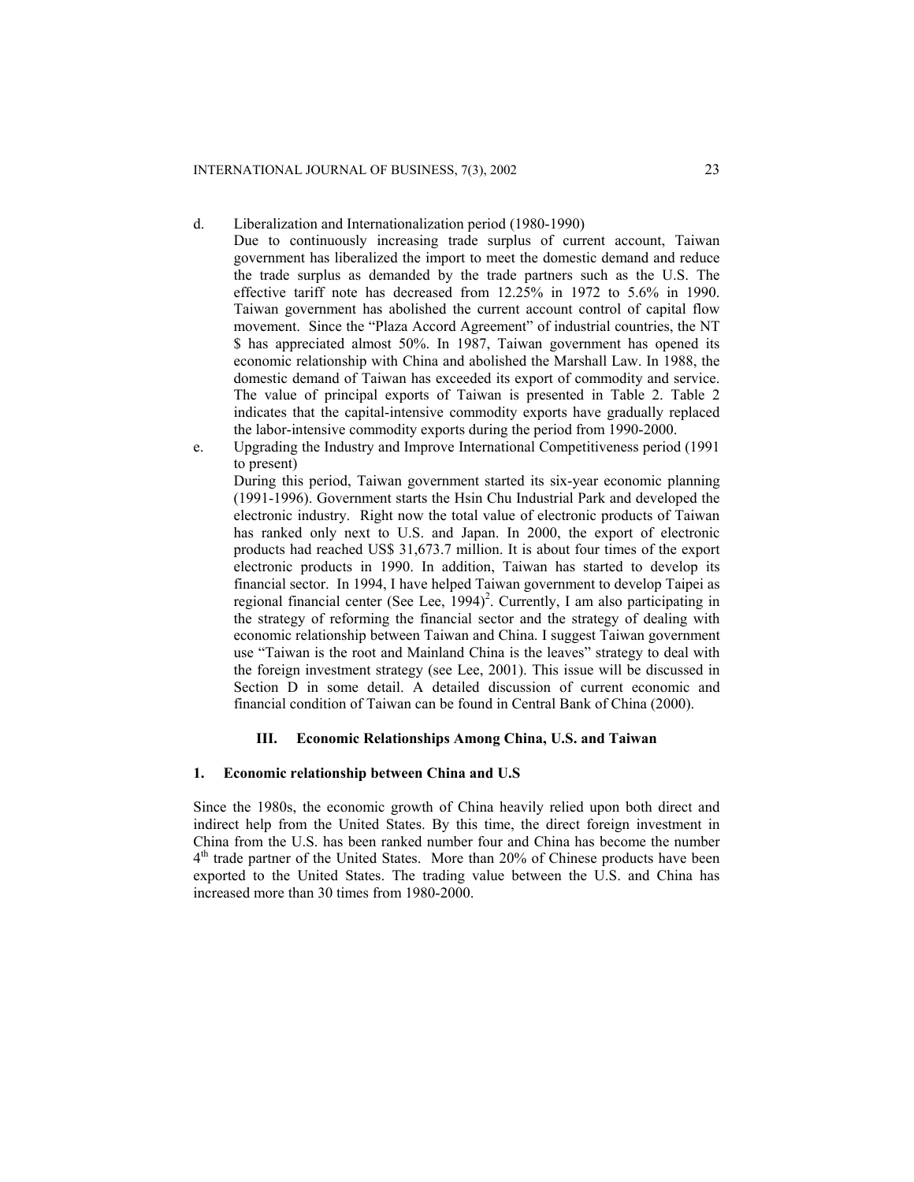d. Liberalization and Internationalization period (1980-1990)

   Due to continuously increasing trade surplus of current account, Taiwan government has liberalized the import to meet the domestic demand and reduce the trade surplus as demanded by the trade partners such as the U.S. The effective tariff note has decreased from 12.25% in 1972 to 5.6% in 1990. Taiwan government has abolished the current account control of capital flow movement. Since the "Plaza Accord Agreement" of industrial countries, the NT $ has appreciated almost 50%. In 1987, Taiwan government has opened its economic relationship with China and abolished the Marshall Law. In 1988, the domestic demand of Taiwan has exceeded its export of commodity and service. The value of principal exports of Taiwan is presented in Table 2. Table 2 indicates that the capital-intensive commodity exports have gradually replaced the labor-intensive commodity exports during the period from 1990-2000.

e. Upgrading the Industry and Improve International Competitiveness period (1991 to present)

   During this period, Taiwan government started its six-year economic planning (1991-1996). Government starts the Hsin Chu Industrial Park and developed the electronic industry. Right now the total value of electronic products of Taiwan has ranked only next to U.S. and Japan. In 2000, the export of electronic products had reached US$ 31,673.7 million. It is about four times of the export electronic products in 1990. In addition, Taiwan has started to develop its financial sector. In 1994, I have helped Taiwan government to develop Taipei as regional financial center (See Lee, 1994)[2]. Currently, I am also participating in the strategy of reforming the financial sector and the strategy of dealing with economic relationship between Taiwan and China. I suggest Taiwan government use "Taiwan is the root and Mainland China is the leaves" strategy to deal with the foreign investment strategy (see Lee, 2001). This issue will be discussed in Section D in some detail. A detailed discussion of current economic and financial condition of Taiwan can be found in Central Bank of China (2000).

## III. Economic Relationships Among China, U.S. and Taiwan

### 1. Economic relationship between China and U.S

Since the 1980s, the economic growth of China heavily relied upon both direct and indirect help from the United States. By this time, the direct foreign investment in China from the U.S. has been ranked number four and China has become the number 4th trade partner of the United States. More than 20% of Chinese products have been exported to the United States. The trading value between the U.S. and China has increased more than 30 times from 1980-2000.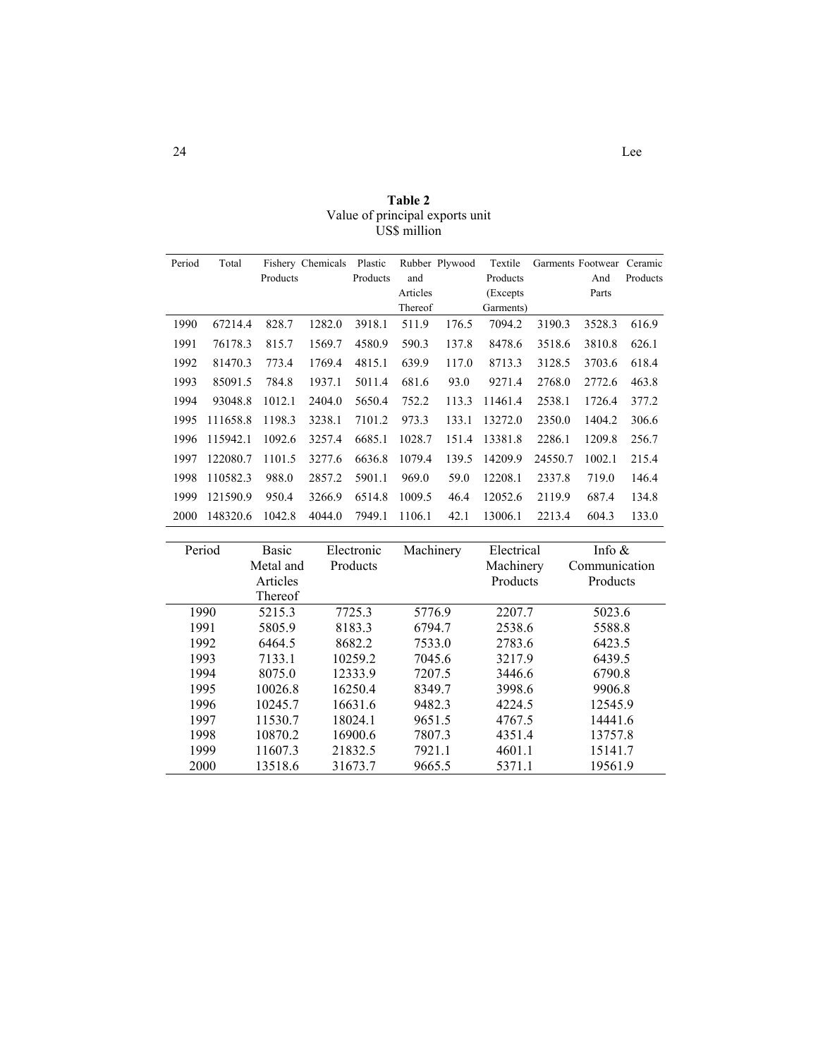**Table 2**
Value of principal exports unit
US$ million

| Period | Total | Fishery Products | Chemicals | Plastic Products | Rubber and Articles Thereof | Plywood | Textile Products (Excepts Garments) | Garments | Footwear And Parts | Ceramic Products |
|---|---|---|---|---|---|---|---|---|---|---|
| 1990 | 67214.4 | 828.7 | 1282.0 | 3918.1 | 511.9 | 176.5 | 7094.2 | 3190.3 | 3528.3 | 616.9 |
| 1991 | 76178.3 | 815.7 | 1569.7 | 4580.9 | 590.3 | 137.8 | 8478.6 | 3518.6 | 3810.8 | 626.1 |
| 1992 | 81470.3 | 773.4 | 1769.4 | 4815.1 | 639.9 | 117.0 | 8713.3 | 3128.5 | 3703.6 | 618.4 |
| 1993 | 85091.5 | 784.8 | 1937.1 | 5011.4 | 681.6 | 93.0 | 9271.4 | 2768.0 | 2772.6 | 463.8 |
| 1994 | 93048.8 | 1012.1 | 2404.0 | 5650.4 | 752.2 | 113.3 | 11461.4 | 2538.1 | 1726.4 | 377.2 |
| 1995 | 111658.8 | 1198.3 | 3238.1 | 7101.2 | 973.3 | 133.1 | 13272.0 | 2350.0 | 1404.2 | 306.6 |
| 1996 | 115942.1 | 1092.6 | 3257.4 | 6685.1 | 1028.7 | 151.4 | 13381.8 | 2286.1 | 1209.8 | 256.7 |
| 1997 | 122080.7 | 1101.5 | 3277.6 | 6636.8 | 1079.4 | 139.5 | 14209.9 | 24550.7 | 1002.1 | 215.4 |
| 1998 | 110582.3 | 988.0 | 2857.2 | 5901.1 | 969.0 | 59.0 | 12208.1 | 2337.8 | 719.0 | 146.4 |
| 1999 | 121590.9 | 950.4 | 3266.9 | 6514.8 | 1009.5 | 46.4 | 12052.6 | 2119.9 | 687.4 | 134.8 |
| 2000 | 148320.6 | 1042.8 | 4044.0 | 7949.1 | 1106.1 | 42.1 | 13006.1 | 2213.4 | 604.3 | 133.0 |

| Period | Basic Metal and Articles Thereof | Electronic Products | Machinery | Electrical Machinery Products | Info & Communication Products |
|---|---|---|---|---|---|
| 1990 | 5215.3 | 7725.3 | 5776.9 | 2207.7 | 5023.6 |
| 1991 | 5805.9 | 8183.3 | 6794.7 | 2538.6 | 5588.8 |
| 1992 | 6464.5 | 8682.2 | 7533.0 | 2783.6 | 6423.5 |
| 1993 | 7133.1 | 10259.2 | 7045.6 | 3217.9 | 6439.5 |
| 1994 | 8075.0 | 12333.9 | 7207.5 | 3446.6 | 6790.8 |
| 1995 | 10026.8 | 16250.4 | 8349.7 | 3998.6 | 9906.8 |
| 1996 | 10245.7 | 16631.6 | 9482.3 | 4224.5 | 12545.9 |
| 1997 | 11530.7 | 18024.1 | 9651.5 | 4767.5 | 14441.6 |
| 1998 | 10870.2 | 16900.6 | 7807.3 | 4351.4 | 13757.8 |
| 1999 | 11607.3 | 21832.5 | 7921.1 | 4601.1 | 15141.7 |
| 2000 | 13518.6 | 31673.7 | 9665.5 | 5371.1 | 19561.9 |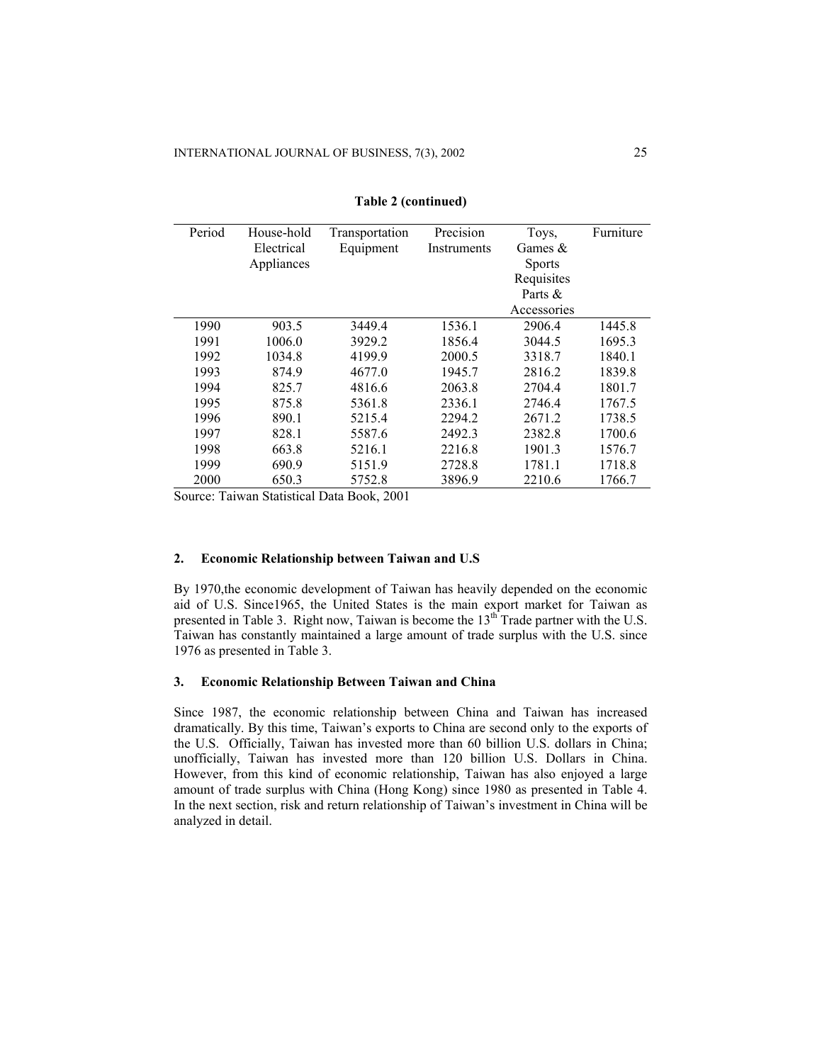**Table 2 (continued)**

| Period | House-hold Electrical Appliances | Transportation Equipment | Precision Instruments | Toys, Games & Sports Requisites Parts & Accessories | Furniture |
|---|---|---|---|---|---|
| 1990 | 903.5 | 3449.4 | 1536.1 | 2906.4 | 1445.8 |
| 1991 | 1006.0 | 3929.2 | 1856.4 | 3044.5 | 1695.3 |
| 1992 | 1034.8 | 4199.9 | 2000.5 | 3318.7 | 1840.1 |
| 1993 | 874.9 | 4677.0 | 1945.7 | 2816.2 | 1839.8 |
| 1994 | 825.7 | 4816.6 | 2063.8 | 2704.4 | 1801.7 |
| 1995 | 875.8 | 5361.8 | 2336.1 | 2746.4 | 1767.5 |
| 1996 | 890.1 | 5215.4 | 2294.2 | 2671.2 | 1738.5 |
| 1997 | 828.1 | 5587.6 | 2492.3 | 2382.8 | 1700.6 |
| 1998 | 663.8 | 5216.1 | 2216.8 | 1901.3 | 1576.7 |
| 1999 | 690.9 | 5151.9 | 2728.8 | 1781.1 | 1718.8 |
| 2000 | 650.3 | 5752.8 | 3896.9 | 2210.6 | 1766.7 |

Source: Taiwan Statistical Data Book, 2001

## 2. Economic Relationship between Taiwan and U.S

By 1970,the economic development of Taiwan has heavily depended on the economic aid of U.S. Since1965, the United States is the main export market for Taiwan as presented in Table 3. Right now, Taiwan is become the 13th Trade partner with the U.S. Taiwan has constantly maintained a large amount of trade surplus with the U.S. since 1976 as presented in Table 3.

## 3. Economic Relationship Between Taiwan and China

Since 1987, the economic relationship between China and Taiwan has increased dramatically. By this time, Taiwan's exports to China are second only to the exports of the U.S. Officially, Taiwan has invested more than 60 billion U.S. dollars in China; unofficially, Taiwan has invested more than 120 billion U.S. Dollars in China. However, from this kind of economic relationship, Taiwan has also enjoyed a large amount of trade surplus with China (Hong Kong) since 1980 as presented in Table 4. In the next section, risk and return relationship of Taiwan's investment in China will be analyzed in detail.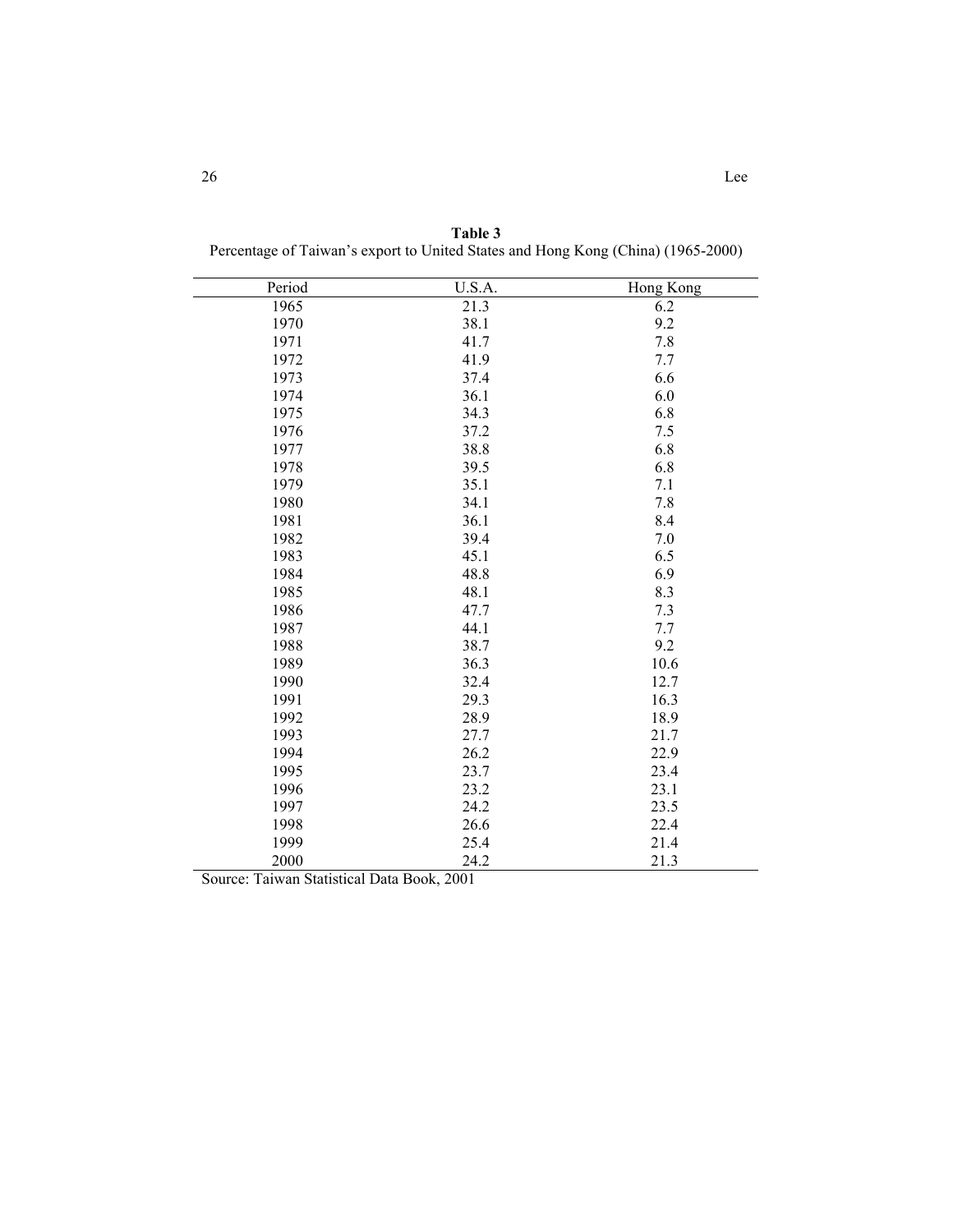**Table 3**
Percentage of Taiwan's export to United States and Hong Kong (China) (1965-2000)

| Period | U.S.A. | Hong Kong |
|---|---|---|
| 1965 | 21.3 | 6.2 |
| 1970 | 38.1 | 9.2 |
| 1971 | 41.7 | 7.8 |
| 1972 | 41.9 | 7.7 |
| 1973 | 37.4 | 6.6 |
| 1974 | 36.1 | 6.0 |
| 1975 | 34.3 | 6.8 |
| 1976 | 37.2 | 7.5 |
| 1977 | 38.8 | 6.8 |
| 1978 | 39.5 | 6.8 |
| 1979 | 35.1 | 7.1 |
| 1980 | 34.1 | 7.8 |
| 1981 | 36.1 | 8.4 |
| 1982 | 39.4 | 7.0 |
| 1983 | 45.1 | 6.5 |
| 1984 | 48.8 | 6.9 |
| 1985 | 48.1 | 8.3 |
| 1986 | 47.7 | 7.3 |
| 1987 | 44.1 | 7.7 |
| 1988 | 38.7 | 9.2 |
| 1989 | 36.3 | 10.6 |
| 1990 | 32.4 | 12.7 |
| 1991 | 29.3 | 16.3 |
| 1992 | 28.9 | 18.9 |
| 1993 | 27.7 | 21.7 |
| 1994 | 26.2 | 22.9 |
| 1995 | 23.7 | 23.4 |
| 1996 | 23.2 | 23.1 |
| 1997 | 24.2 | 23.5 |
| 1998 | 26.6 | 22.4 |
| 1999 | 25.4 | 21.4 |
| 2000 | 24.2 | 21.3 |

Source: Taiwan Statistical Data Book, 2001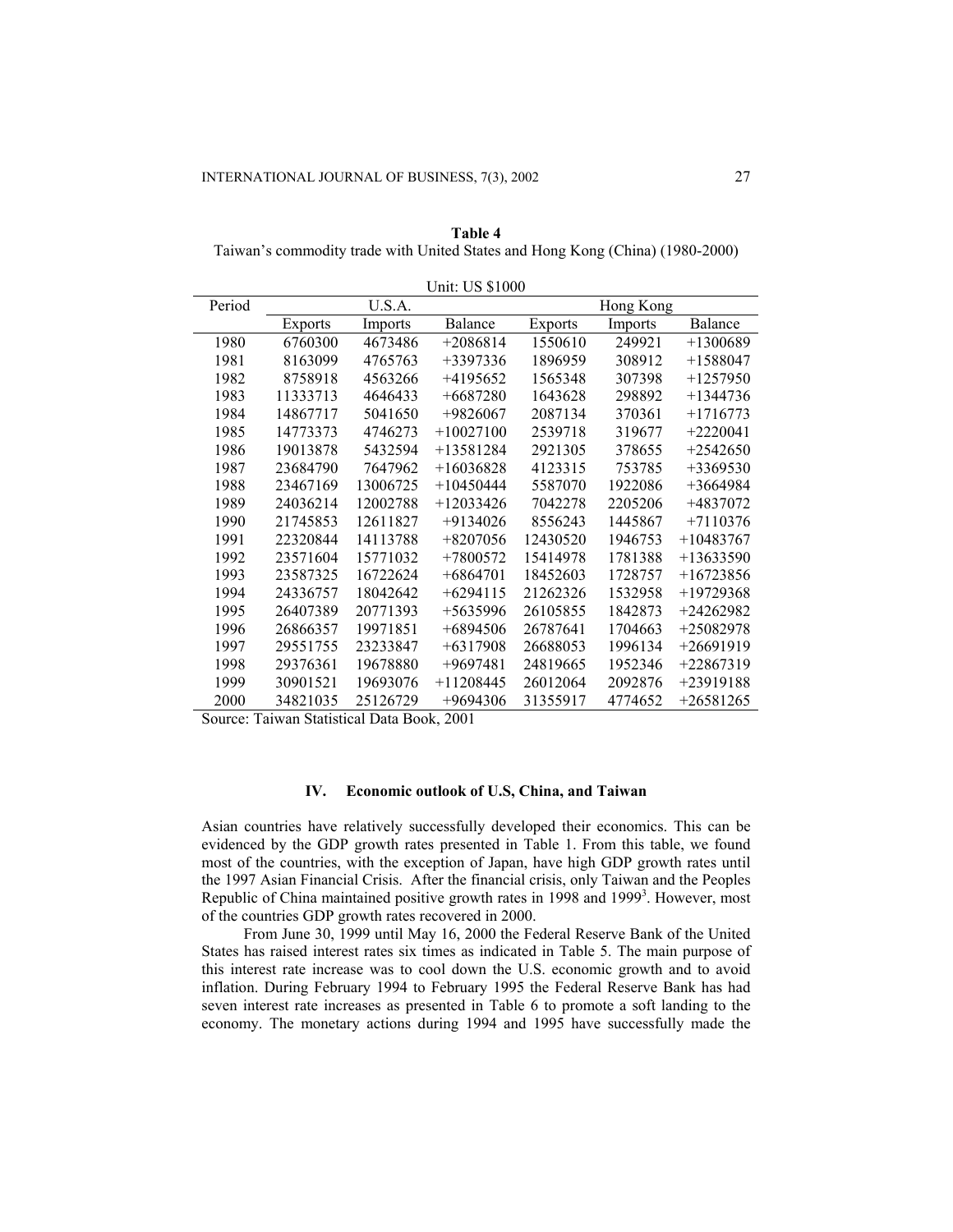**Table 4**
Taiwan's commodity trade with United States and Hong Kong (China) (1980-2000)

Unit: US $1000

| Period | U.S.A. | | | Hong Kong | | |
|---|---|---|---|---|---|---|
| | Exports | Imports | Balance | Exports | Imports | Balance |
| 1980 | 6760300 | 4673486 | +2086814 | 1550610 | 249921 | +1300689 |
| 1981 | 8163099 | 4765763 | +3397336 | 1896959 | 308912 | +1588047 |
| 1982 | 8758918 | 4563266 | +4195652 | 1565348 | 307398 | +1257950 |
| 1983 | 11333713 | 4646433 | +6687280 | 1643628 | 298892 | +1344736 |
| 1984 | 14867717 | 5041650 | +9826067 | 2087134 | 370361 | +1716773 |
| 1985 | 14773373 | 4746273 | +10027100 | 2539718 | 319677 | +2220041 |
| 1986 | 19013878 | 5432594 | +13581284 | 2921305 | 378655 | +2542650 |
| 1987 | 23684790 | 7647962 | +16036828 | 4123315 | 753785 | +3369530 |
| 1988 | 23467169 | 13006725 | +10450444 | 5587070 | 1922086 | +3664984 |
| 1989 | 24036214 | 12002788 | +12033426 | 7042278 | 2205206 | +4837072 |
| 1990 | 21745853 | 12611827 | +9134026 | 8556243 | 1445867 | +7110376 |
| 1991 | 22320844 | 14113788 | +8207056 | 12430520 | 1946753 | +10483767 |
| 1992 | 23571604 | 15771032 | +7800572 | 15414978 | 1781388 | +13633590 |
| 1993 | 23587325 | 16722624 | +6864701 | 18452603 | 1728757 | +16723856 |
| 1994 | 24336757 | 18042642 | +6294115 | 21262326 | 1532958 | +19729368 |
| 1995 | 26407389 | 20771393 | +5635996 | 26105855 | 1842873 | +24262982 |
| 1996 | 26866357 | 19971851 | +6894506 | 26787641 | 1704663 | +25082978 |
| 1997 | 29551755 | 23233847 | +6317908 | 26688053 | 1996134 | +26691919 |
| 1998 | 29376361 | 19678880 | +9697481 | 24819665 | 1952346 | +22867319 |
| 1999 | 30901521 | 19693076 | +11208445 | 26012064 | 2092876 | +23919188 |
| 2000 | 34821035 | 25126729 | +9694306 | 31355917 | 4774652 | +26581265 |

Source: Taiwan Statistical Data Book, 2001

## IV. Economic outlook of U.S, China, and Taiwan

Asian countries have relatively successfully developed their economics. This can be evidenced by the GDP growth rates presented in Table 1. From this table, we found most of the countries, with the exception of Japan, have high GDP growth rates until the 1997 Asian Financial Crisis. After the financial crisis, only Taiwan and the Peoples Republic of China maintained positive growth rates in 1998 and 1999[3]. However, most of the countries GDP growth rates recovered in 2000.

From June 30, 1999 until May 16, 2000 the Federal Reserve Bank of the United States has raised interest rates six times as indicated in Table 5. The main purpose of this interest rate increase was to cool down the U.S. economic growth and to avoid inflation. During February 1994 to February 1995 the Federal Reserve Bank has had seven interest rate increases as presented in Table 6 to promote a soft landing to the economy. The monetary actions during 1994 and 1995 have successfully made the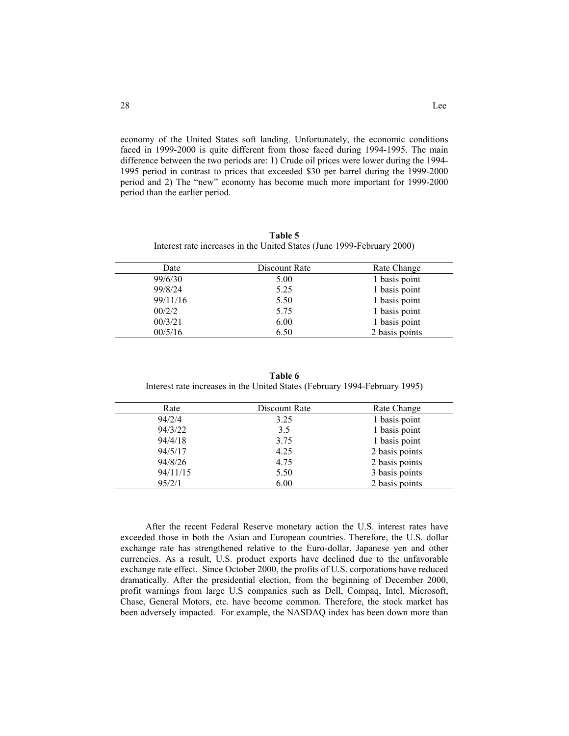economy of the United States soft landing. Unfortunately, the economic conditions faced in 1999-2000 is quite different from those faced during 1994-1995. The main difference between the two periods are: 1) Crude oil prices were lower during the 1994-1995 period in contrast to prices that exceeded $30 per barrel during the 1999-2000 period and 2) The "new" economy has become much more important for 1999-2000 period than the earlier period.

**Table 5**

Interest rate increases in the United States (June 1999-February 2000)

| Date | Discount Rate | Rate Change |
|---|---|---|
| 99/6/30 | 5.00 | 1 basis point |
| 99/8/24 | 5.25 | 1 basis point |
| 99/11/16 | 5.50 | 1 basis point |
| 00/2/2 | 5.75 | 1 basis point |
| 00/3/21 | 6.00 | 1 basis point |
| 00/5/16 | 6.50 | 2 basis points |

**Table 6**

Interest rate increases in the United States (February 1994-February 1995)

| Rate | Discount Rate | Rate Change |
|---|---|---|
| 94/2/4 | 3.25 | 1 basis point |
| 94/3/22 | 3.5 | 1 basis point |
| 94/4/18 | 3.75 | 1 basis point |
| 94/5/17 | 4.25 | 2 basis points |
| 94/8/26 | 4.75 | 2 basis points |
| 94/11/15 | 5.50 | 3 basis points |
| 95/2/1 | 6.00 | 2 basis points |

After the recent Federal Reserve monetary action the U.S. interest rates have exceeded those in both the Asian and European countries. Therefore, the U.S. dollar exchange rate has strengthened relative to the Euro-dollar, Japanese yen and other currencies. As a result, U.S. product exports have declined due to the unfavorable exchange rate effect. Since October 2000, the profits of U.S. corporations have reduced dramatically. After the presidential election, from the beginning of December 2000, profit warnings from large U.S companies such as Dell, Compaq, Intel, Microsoft, Chase, General Motors, etc. have become common. Therefore, the stock market has been adversely impacted. For example, the NASDAQ index has been down more than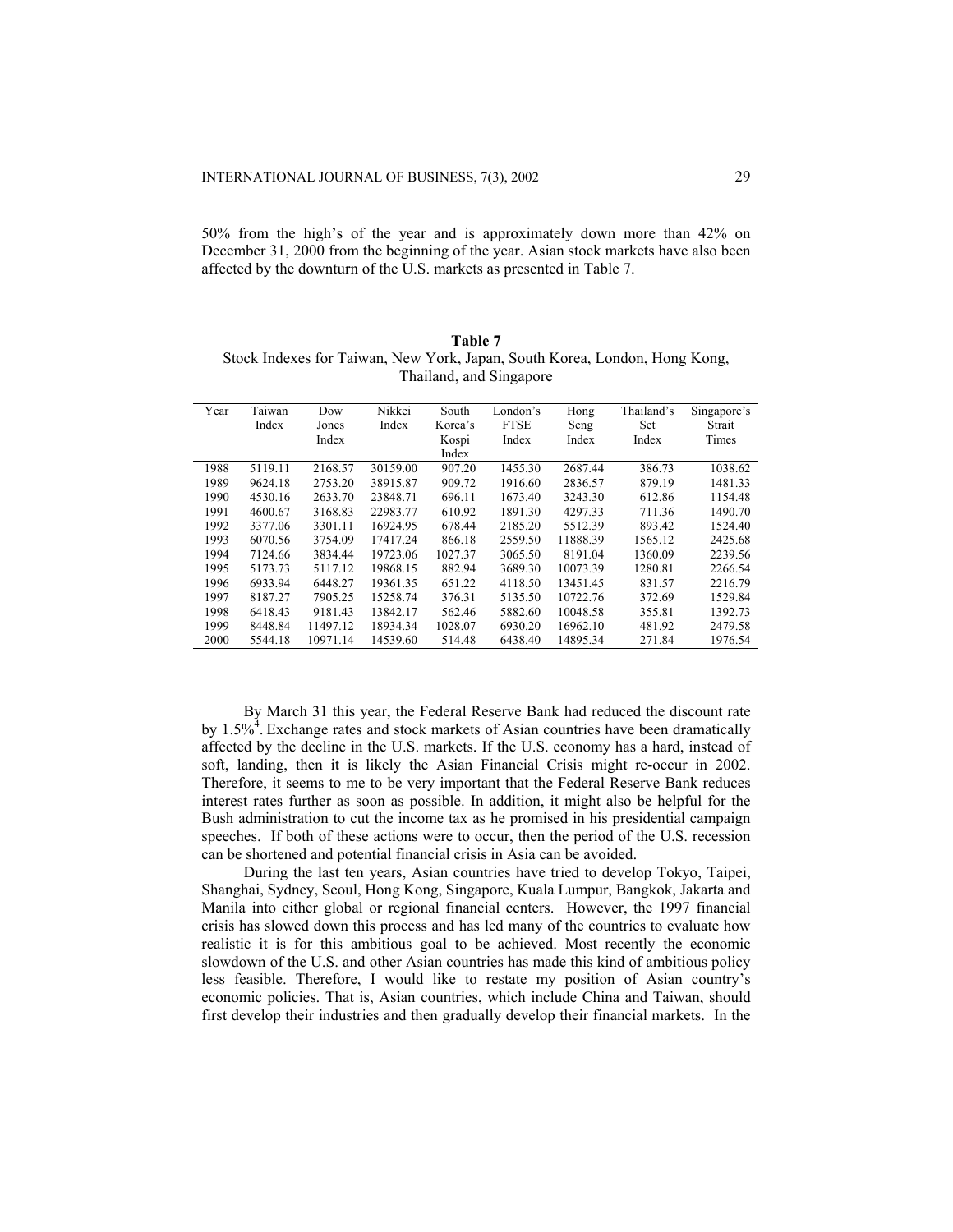50% from the high's of the year and is approximately down more than 42% on December 31, 2000 from the beginning of the year. Asian stock markets have also been affected by the downturn of the U.S. markets as presented in Table 7.

**Table 7**
Stock Indexes for Taiwan, New York, Japan, South Korea, London, Hong Kong, Thailand, and Singapore

| Year | Taiwan Index | Dow Jones Index | Nikkei Index | South Korea's Kospi Index | London's FTSE Index | Hong Seng Index | Thailand's Set Index | Singapore's Strait Times |
|---|---|---|---|---|---|---|---|---|
| 1988 | 5119.11 | 2168.57 | 30159.00 | 907.20 | 1455.30 | 2687.44 | 386.73 | 1038.62 |
| 1989 | 9624.18 | 2753.20 | 38915.87 | 909.72 | 1916.60 | 2836.57 | 879.19 | 1481.33 |
| 1990 | 4530.16 | 2633.70 | 23848.71 | 696.11 | 1673.40 | 3243.30 | 612.86 | 1154.48 |
| 1991 | 4600.67 | 3168.83 | 22983.77 | 610.92 | 1891.30 | 4297.33 | 711.36 | 1490.70 |
| 1992 | 3377.06 | 3301.11 | 16924.95 | 678.44 | 2185.20 | 5512.39 | 893.42 | 1524.40 |
| 1993 | 6070.56 | 3754.09 | 17417.24 | 866.18 | 2559.50 | 11888.39 | 1565.12 | 2425.68 |
| 1994 | 7124.66 | 3834.44 | 19723.06 | 1027.37 | 3065.50 | 8191.04 | 1360.09 | 2239.56 |
| 1995 | 5173.73 | 5117.12 | 19868.15 | 882.94 | 3689.30 | 10073.39 | 1280.81 | 2266.54 |
| 1996 | 6933.94 | 6448.27 | 19361.35 | 651.22 | 4118.50 | 13451.45 | 831.57 | 2216.79 |
| 1997 | 8187.27 | 7905.25 | 15258.74 | 376.31 | 5135.50 | 10722.76 | 372.69 | 1529.84 |
| 1998 | 6418.43 | 9181.43 | 13842.17 | 562.46 | 5882.60 | 10048.58 | 355.81 | 1392.73 |
| 1999 | 8448.84 | 11497.12 | 18934.34 | 1028.07 | 6930.20 | 16962.10 | 481.92 | 2479.58 |
| 2000 | 5544.18 | 10971.14 | 14539.60 | 514.48 | 6438.40 | 14895.34 | 271.84 | 1976.54 |

By March 31 this year, the Federal Reserve Bank had reduced the discount rate by 1.5%[4]. Exchange rates and stock markets of Asian countries have been dramatically affected by the decline in the U.S. markets. If the U.S. economy has a hard, instead of soft, landing, then it is likely the Asian Financial Crisis might re-occur in 2002. Therefore, it seems to me to be very important that the Federal Reserve Bank reduces interest rates further as soon as possible. In addition, it might also be helpful for the Bush administration to cut the income tax as he promised in his presidential campaign speeches. If both of these actions were to occur, then the period of the U.S. recession can be shortened and potential financial crisis in Asia can be avoided.

During the last ten years, Asian countries have tried to develop Tokyo, Taipei, Shanghai, Sydney, Seoul, Hong Kong, Singapore, Kuala Lumpur, Bangkok, Jakarta and Manila into either global or regional financial centers. However, the 1997 financial crisis has slowed down this process and has led many of the countries to evaluate how realistic it is for this ambitious goal to be achieved. Most recently the economic slowdown of the U.S. and other Asian countries has made this kind of ambitious policy less feasible. Therefore, I would like to restate my position of Asian country's economic policies. That is, Asian countries, which include China and Taiwan, should first develop their industries and then gradually develop their financial markets. In the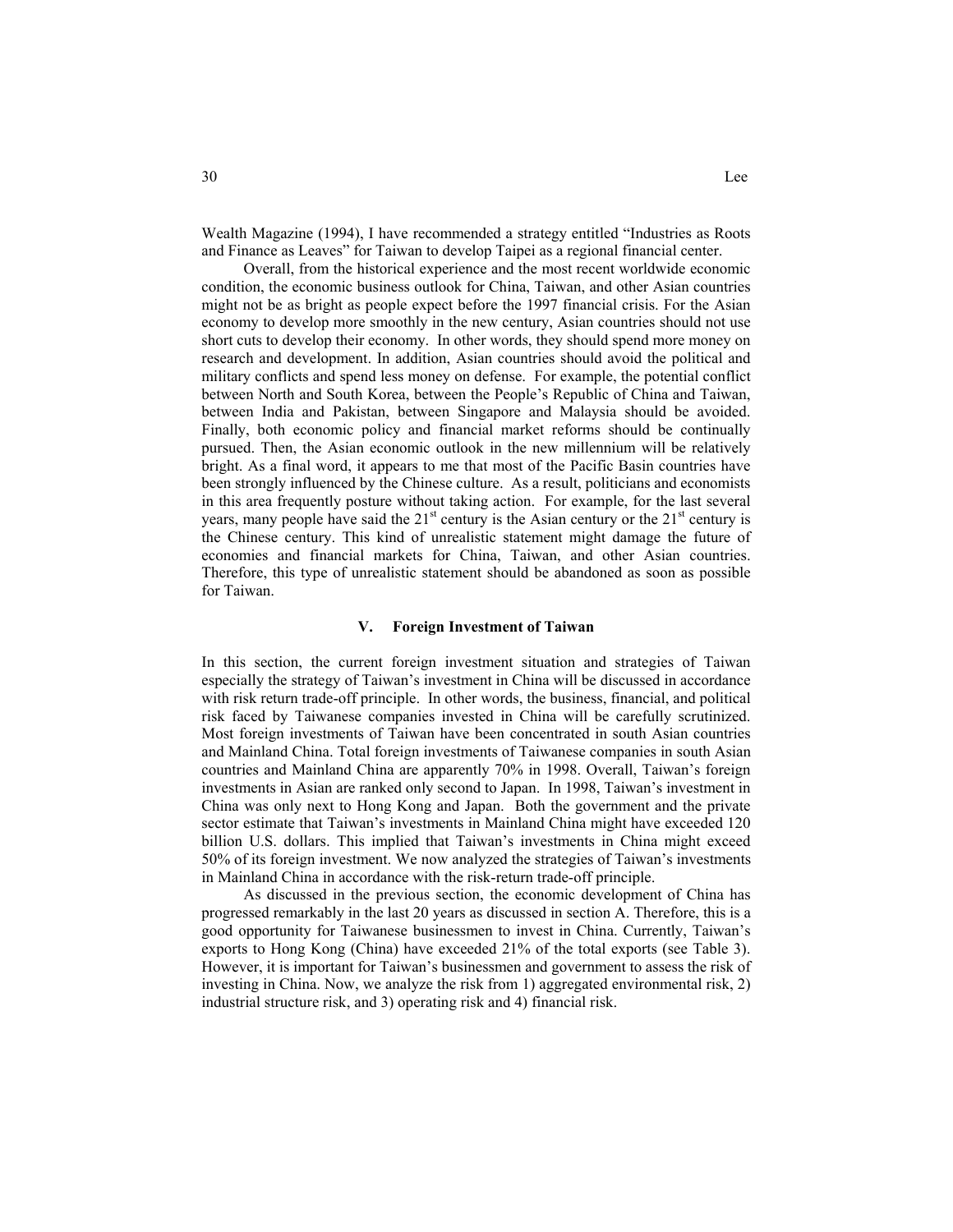Wealth Magazine (1994), I have recommended a strategy entitled "Industries as Roots and Finance as Leaves" for Taiwan to develop Taipei as a regional financial center.

Overall, from the historical experience and the most recent worldwide economic condition, the economic business outlook for China, Taiwan, and other Asian countries might not be as bright as people expect before the 1997 financial crisis. For the Asian economy to develop more smoothly in the new century, Asian countries should not use short cuts to develop their economy. In other words, they should spend more money on research and development. In addition, Asian countries should avoid the political and military conflicts and spend less money on defense. For example, the potential conflict between North and South Korea, between the People's Republic of China and Taiwan, between India and Pakistan, between Singapore and Malaysia should be avoided. Finally, both economic policy and financial market reforms should be continually pursued. Then, the Asian economic outlook in the new millennium will be relatively bright. As a final word, it appears to me that most of the Pacific Basin countries have been strongly influenced by the Chinese culture. As a result, politicians and economists in this area frequently posture without taking action. For example, for the last several years, many people have said the 21st century is the Asian century or the 21st century is the Chinese century. This kind of unrealistic statement might damage the future of economies and financial markets for China, Taiwan, and other Asian countries. Therefore, this type of unrealistic statement should be abandoned as soon as possible for Taiwan.

## V. Foreign Investment of Taiwan

In this section, the current foreign investment situation and strategies of Taiwan especially the strategy of Taiwan's investment in China will be discussed in accordance with risk return trade-off principle. In other words, the business, financial, and political risk faced by Taiwanese companies invested in China will be carefully scrutinized. Most foreign investments of Taiwan have been concentrated in south Asian countries and Mainland China. Total foreign investments of Taiwanese companies in south Asian countries and Mainland China are apparently 70% in 1998. Overall, Taiwan's foreign investments in Asian are ranked only second to Japan. In 1998, Taiwan's investment in China was only next to Hong Kong and Japan. Both the government and the private sector estimate that Taiwan's investments in Mainland China might have exceeded 120 billion U.S. dollars. This implied that Taiwan's investments in China might exceed 50% of its foreign investment. We now analyzed the strategies of Taiwan's investments in Mainland China in accordance with the risk-return trade-off principle.

As discussed in the previous section, the economic development of China has progressed remarkably in the last 20 years as discussed in section A. Therefore, this is a good opportunity for Taiwanese businessmen to invest in China. Currently, Taiwan's exports to Hong Kong (China) have exceeded 21% of the total exports (see Table 3). However, it is important for Taiwan's businessmen and government to assess the risk of investing in China. Now, we analyze the risk from 1) aggregated environmental risk, 2) industrial structure risk, and 3) operating risk and 4) financial risk.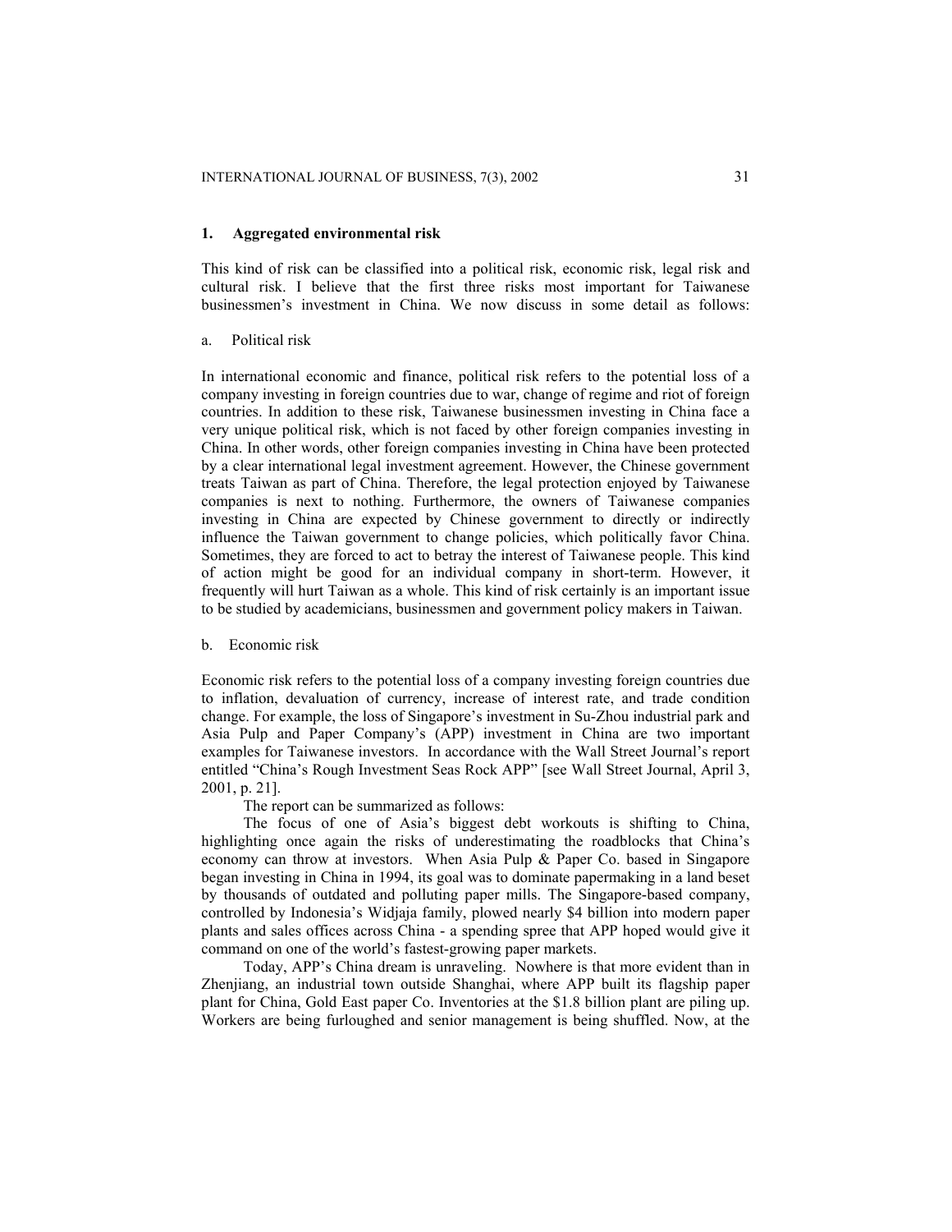## 1. Aggregated environmental risk

This kind of risk can be classified into a political risk, economic risk, legal risk and cultural risk. I believe that the first three risks most important for Taiwanese businessmen's investment in China. We now discuss in some detail as follows:

### a. Political risk

In international economic and finance, political risk refers to the potential loss of a company investing in foreign countries due to war, change of regime and riot of foreign countries. In addition to these risk, Taiwanese businessmen investing in China face a very unique political risk, which is not faced by other foreign companies investing in China. In other words, other foreign companies investing in China have been protected by a clear international legal investment agreement. However, the Chinese government treats Taiwan as part of China. Therefore, the legal protection enjoyed by Taiwanese companies is next to nothing. Furthermore, the owners of Taiwanese companies investing in China are expected by Chinese government to directly or indirectly influence the Taiwan government to change policies, which politically favor China. Sometimes, they are forced to act to betray the interest of Taiwanese people. This kind of action might be good for an individual company in short-term. However, it frequently will hurt Taiwan as a whole. This kind of risk certainly is an important issue to be studied by academicians, businessmen and government policy makers in Taiwan.

### b. Economic risk

Economic risk refers to the potential loss of a company investing foreign countries due to inflation, devaluation of currency, increase of interest rate, and trade condition change. For example, the loss of Singapore's investment in Su-Zhou industrial park and Asia Pulp and Paper Company's (APP) investment in China are two important examples for Taiwanese investors. In accordance with the Wall Street Journal's report entitled "China's Rough Investment Seas Rock APP" [see Wall Street Journal, April 3, 2001, p. 21].

The report can be summarized as follows:

The focus of one of Asia's biggest debt workouts is shifting to China, highlighting once again the risks of underestimating the roadblocks that China's economy can throw at investors. When Asia Pulp & Paper Co. based in Singapore began investing in China in 1994, its goal was to dominate papermaking in a land beset by thousands of outdated and polluting paper mills. The Singapore-based company, controlled by Indonesia's Widjaja family, plowed nearly $4 billion into modern paper plants and sales offices across China - a spending spree that APP hoped would give it command on one of the world's fastest-growing paper markets.

Today, APP's China dream is unraveling. Nowhere is that more evident than in Zhenjiang, an industrial town outside Shanghai, where APP built its flagship paper plant for China, Gold East paper Co. Inventories at the $1.8 billion plant are piling up. Workers are being furloughed and senior management is being shuffled. Now, at the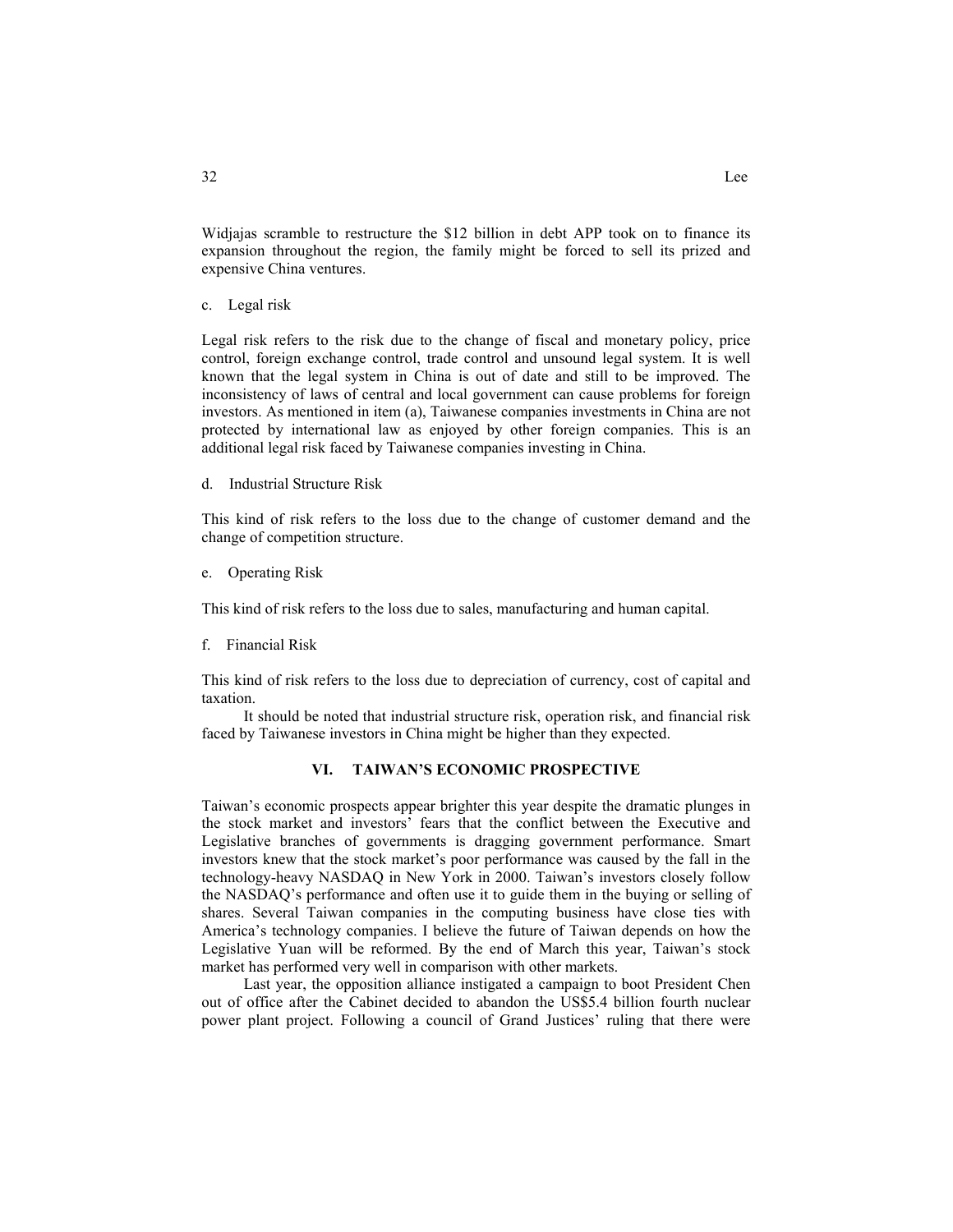Widjajas scramble to restructure the $12 billion in debt APP took on to finance its expansion throughout the region, the family might be forced to sell its prized and expensive China ventures.

c. Legal risk

Legal risk refers to the risk due to the change of fiscal and monetary policy, price control, foreign exchange control, trade control and unsound legal system. It is well known that the legal system in China is out of date and still to be improved. The inconsistency of laws of central and local government can cause problems for foreign investors. As mentioned in item (a), Taiwanese companies investments in China are not protected by international law as enjoyed by other foreign companies. This is an additional legal risk faced by Taiwanese companies investing in China.

d. Industrial Structure Risk

This kind of risk refers to the loss due to the change of customer demand and the change of competition structure.

e. Operating Risk

This kind of risk refers to the loss due to sales, manufacturing and human capital.

f. Financial Risk

This kind of risk refers to the loss due to depreciation of currency, cost of capital and taxation.

It should be noted that industrial structure risk, operation risk, and financial risk faced by Taiwanese investors in China might be higher than they expected.

## VI. TAIWAN'S ECONOMIC PROSPECTIVE

Taiwan's economic prospects appear brighter this year despite the dramatic plunges in the stock market and investors' fears that the conflict between the Executive and Legislative branches of governments is dragging government performance. Smart investors knew that the stock market's poor performance was caused by the fall in the technology-heavy NASDAQ in New York in 2000. Taiwan's investors closely follow the NASDAQ's performance and often use it to guide them in the buying or selling of shares. Several Taiwan companies in the computing business have close ties with America's technology companies. I believe the future of Taiwan depends on how the Legislative Yuan will be reformed. By the end of March this year, Taiwan's stock market has performed very well in comparison with other markets.

Last year, the opposition alliance instigated a campaign to boot President Chen out of office after the Cabinet decided to abandon the US$5.4 billion fourth nuclear power plant project. Following a council of Grand Justices' ruling that there were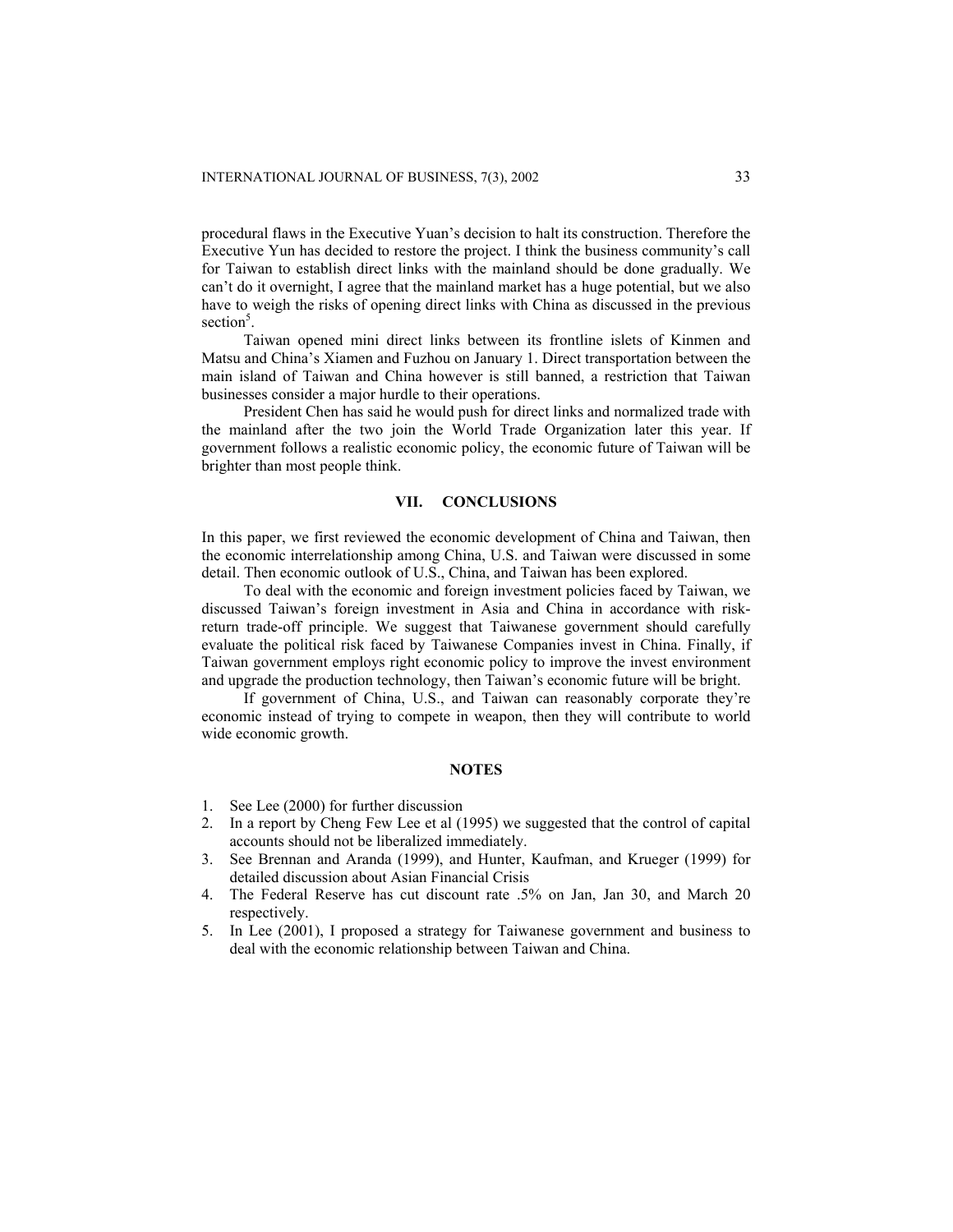procedural flaws in the Executive Yuan's decision to halt its construction. Therefore the Executive Yun has decided to restore the project. I think the business community's call for Taiwan to establish direct links with the mainland should be done gradually. We can't do it overnight, I agree that the mainland market has a huge potential, but we also have to weigh the risks of opening direct links with China as discussed in the previous section[5].

Taiwan opened mini direct links between its frontline islets of Kinmen and Matsu and China's Xiamen and Fuzhou on January 1. Direct transportation between the main island of Taiwan and China however is still banned, a restriction that Taiwan businesses consider a major hurdle to their operations.

President Chen has said he would push for direct links and normalized trade with the mainland after the two join the World Trade Organization later this year. If government follows a realistic economic policy, the economic future of Taiwan will be brighter than most people think.

## VII. CONCLUSIONS

In this paper, we first reviewed the economic development of China and Taiwan, then the economic interrelationship among China, U.S. and Taiwan were discussed in some detail. Then economic outlook of U.S., China, and Taiwan has been explored.

To deal with the economic and foreign investment policies faced by Taiwan, we discussed Taiwan's foreign investment in Asia and China in accordance with risk-return trade-off principle. We suggest that Taiwanese government should carefully evaluate the political risk faced by Taiwanese Companies invest in China. Finally, if Taiwan government employs right economic policy to improve the invest environment and upgrade the production technology, then Taiwan's economic future will be bright.

If government of China, U.S., and Taiwan can reasonably corporate they're economic instead of trying to compete in weapon, then they will contribute to world wide economic growth.

## NOTES

1. See Lee (2000) for further discussion
2. In a report by Cheng Few Lee et al (1995) we suggested that the control of capital accounts should not be liberalized immediately.
3. See Brennan and Aranda (1999), and Hunter, Kaufman, and Krueger (1999) for detailed discussion about Asian Financial Crisis
4. The Federal Reserve has cut discount rate .5% on Jan, Jan 30, and March 20 respectively.
5. In Lee (2001), I proposed a strategy for Taiwanese government and business to deal with the economic relationship between Taiwan and China.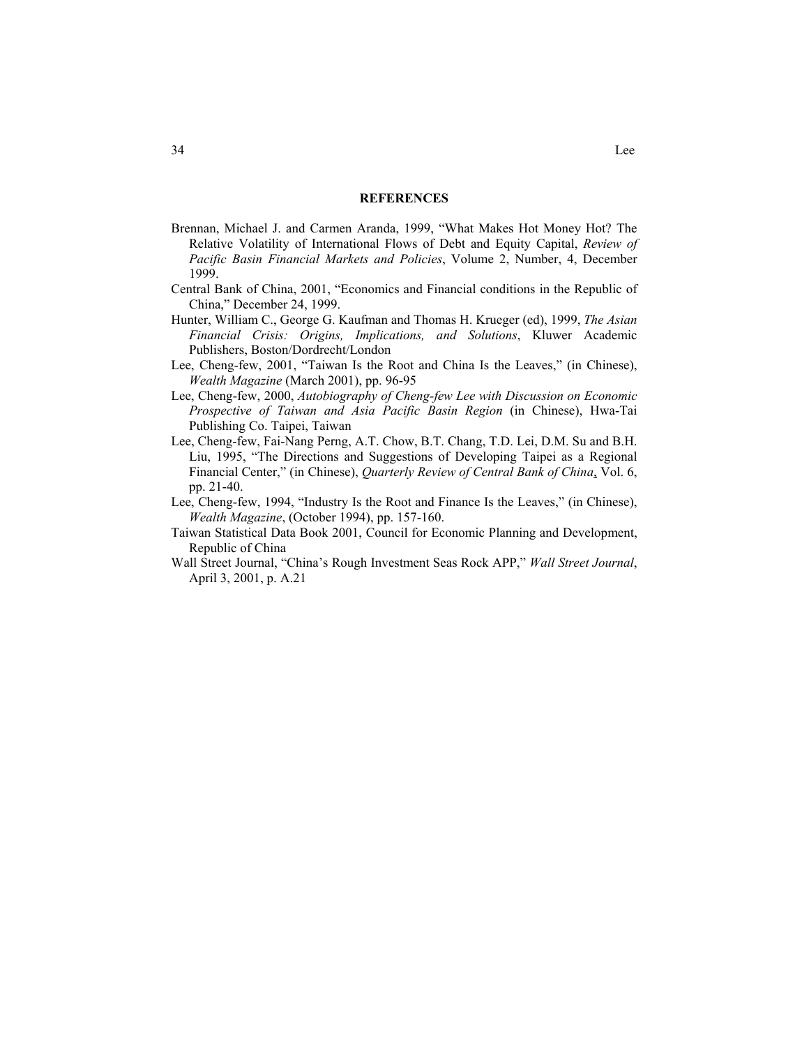## REFERENCES

Brennan, Michael J. and Carmen Aranda, 1999, "What Makes Hot Money Hot? The Relative Volatility of International Flows of Debt and Equity Capital, *Review of Pacific Basin Financial Markets and Policies*, Volume 2, Number, 4, December 1999.

Central Bank of China, 2001, "Economics and Financial conditions in the Republic of China," December 24, 1999.

Hunter, William C., George G. Kaufman and Thomas H. Krueger (ed), 1999, *The Asian Financial Crisis: Origins, Implications, and Solutions*, Kluwer Academic Publishers, Boston/Dordrecht/London

Lee, Cheng-few, 2001, "Taiwan Is the Root and China Is the Leaves," (in Chinese), *Wealth Magazine* (March 2001), pp. 96-95

Lee, Cheng-few, 2000, *Autobiography of Cheng-few Lee with Discussion on Economic Prospective of Taiwan and Asia Pacific Basin Region* (in Chinese), Hwa-Tai Publishing Co. Taipei, Taiwan

Lee, Cheng-few, Fai-Nang Perng, A.T. Chow, B.T. Chang, T.D. Lei, D.M. Su and B.H. Liu, 1995, "The Directions and Suggestions of Developing Taipei as a Regional Financial Center," (in Chinese), *Quarterly Review of Central Bank of China*, Vol. 6, pp. 21-40.

Lee, Cheng-few, 1994, "Industry Is the Root and Finance Is the Leaves," (in Chinese), *Wealth Magazine*, (October 1994), pp. 157-160.

Taiwan Statistical Data Book 2001, Council for Economic Planning and Development, Republic of China

Wall Street Journal, "China's Rough Investment Seas Rock APP," *Wall Street Journal*, April 3, 2001, p. A.21